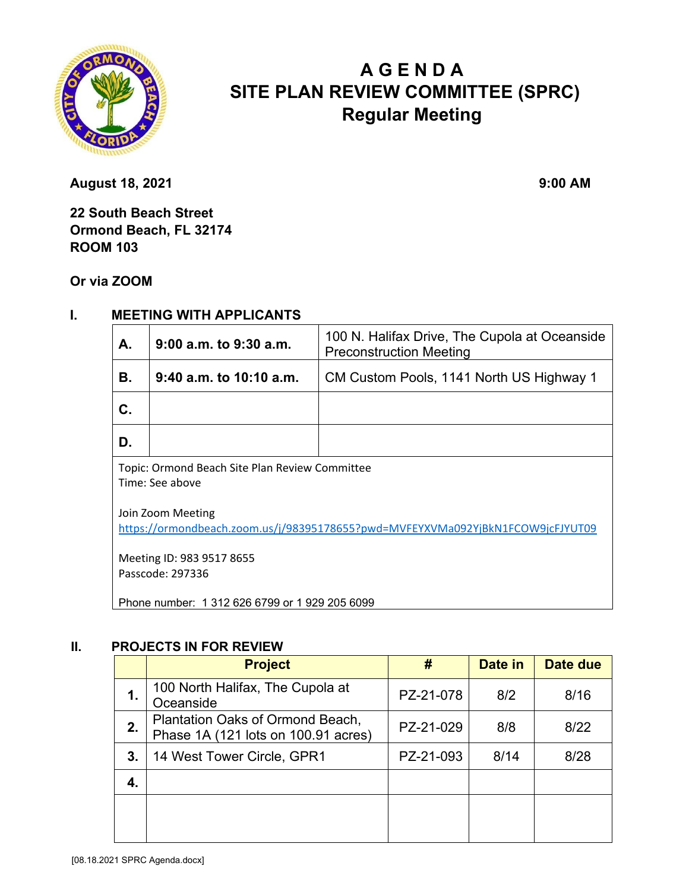# AGENDA
# SITE PLAN REVIEW COMMITTEE (SPRC)
## Regular Meeting

**August 18, 2021** **9:00 AM**

**22 South Beach Street**
**Ormond Beach, FL 32174**
**ROOM 103**

**Or via ZOOM**

## I. MEETING WITH APPLICANTS

| | | |
|---|---|---|
| **A.** | **9:00 a.m. to 9:30 a.m.** | 100 N. Halifax Drive, The Cupola at Oceanside Preconstruction Meeting |
| **B.** | **9:40 a.m. to 10:10 a.m.** | CM Custom Pools, 1141 North US Highway 1 |
| **C.** | | |
| **D.** | | |

Topic: Ormond Beach Site Plan Review Committee
Time: See above

Join Zoom Meeting
https://ormondbeach.zoom.us/j/98395178655?pwd=MVFEYXVMa092YjBkN1FCOW9jcFJYUT09

Meeting ID: 983 9517 8655
Passcode: 297336

Phone number: 1 312 626 6799 or 1 929 205 6099

## II. PROJECTS IN FOR REVIEW

| | Project | # | Date in | Date due |
|---|---|---|---|---|
| **1.** | 100 North Halifax, The Cupola at Oceanside | PZ-21-078 | 8/2 | 8/16 |
| **2.** | Plantation Oaks of Ormond Beach, Phase 1A (121 lots on 100.91 acres) | PZ-21-029 | 8/8 | 8/22 |
| **3.** | 14 West Tower Circle, GPR1 | PZ-21-093 | 8/14 | 8/28 |
| **4.** | | | | |
| | | | | |

[08.18.2021 SPRC Agenda.docx]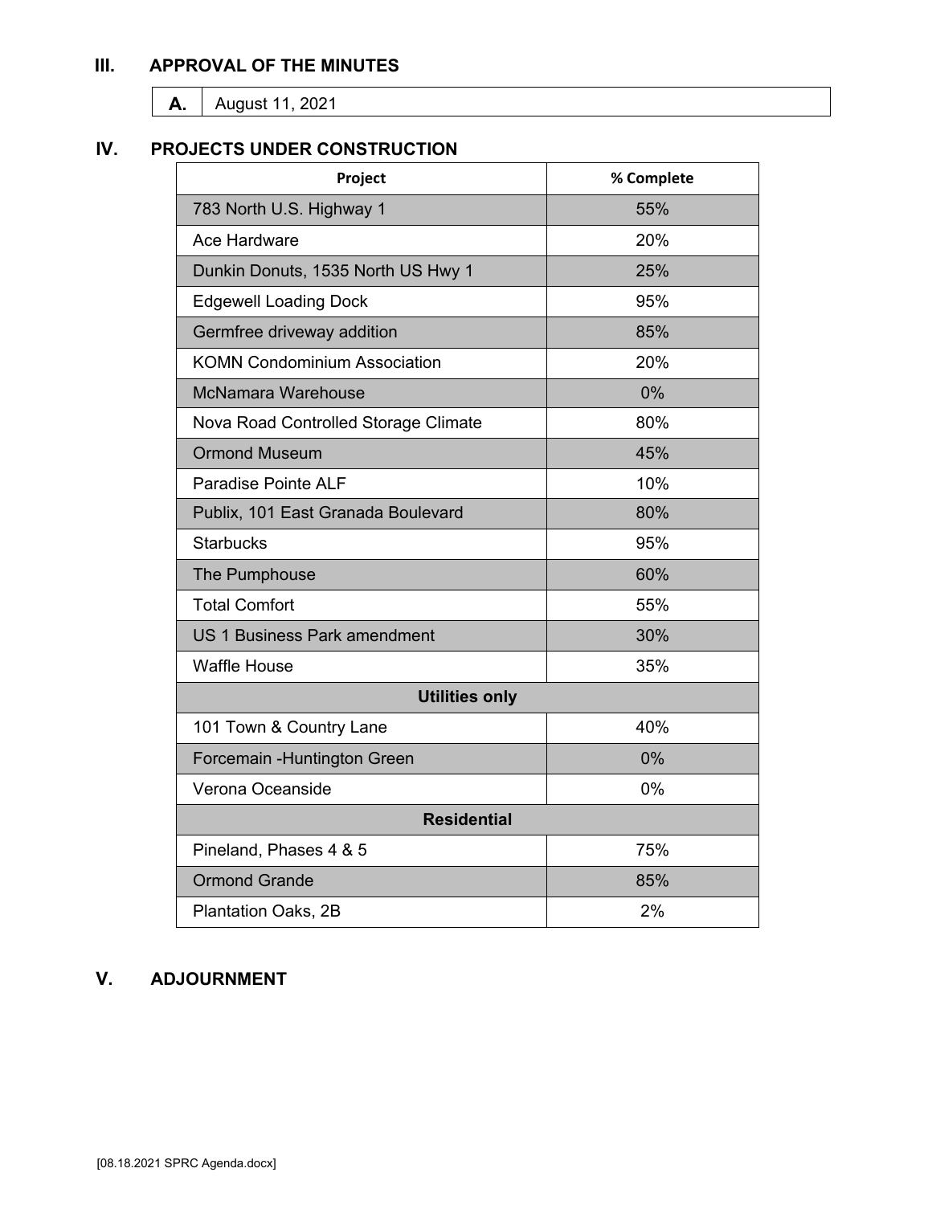## III. APPROVAL OF THE MINUTES

| | |
|---|---|
| **A.** | August 11, 2021 |

## IV. PROJECTS UNDER CONSTRUCTION

| Project | % Complete |
|---|---|
| 783 North U.S. Highway 1 | 55% |
| Ace Hardware | 20% |
| Dunkin Donuts, 1535 North US Hwy 1 | 25% |
| Edgewell Loading Dock | 95% |
| Germfree driveway addition | 85% |
| KOMN Condominium Association | 20% |
| McNamara Warehouse | 0% |
| Nova Road Controlled Storage Climate | 80% |
| Ormond Museum | 45% |
| Paradise Pointe ALF | 10% |
| Publix, 101 East Granada Boulevard | 80% |
| Starbucks | 95% |
| The Pumphouse | 60% |
| Total Comfort | 55% |
| US 1 Business Park amendment | 30% |
| Waffle House | 35% |
| **Utilities only** | |
| 101 Town & Country Lane | 40% |
| Forcemain -Huntington Green | 0% |
| Verona Oceanside | 0% |
| **Residential** | |
| Pineland, Phases 4 & 5 | 75% |
| Ormond Grande | 85% |
| Plantation Oaks, 2B | 2% |

## V. ADJOURNMENT

[08.18.2021 SPRC Agenda.docx]